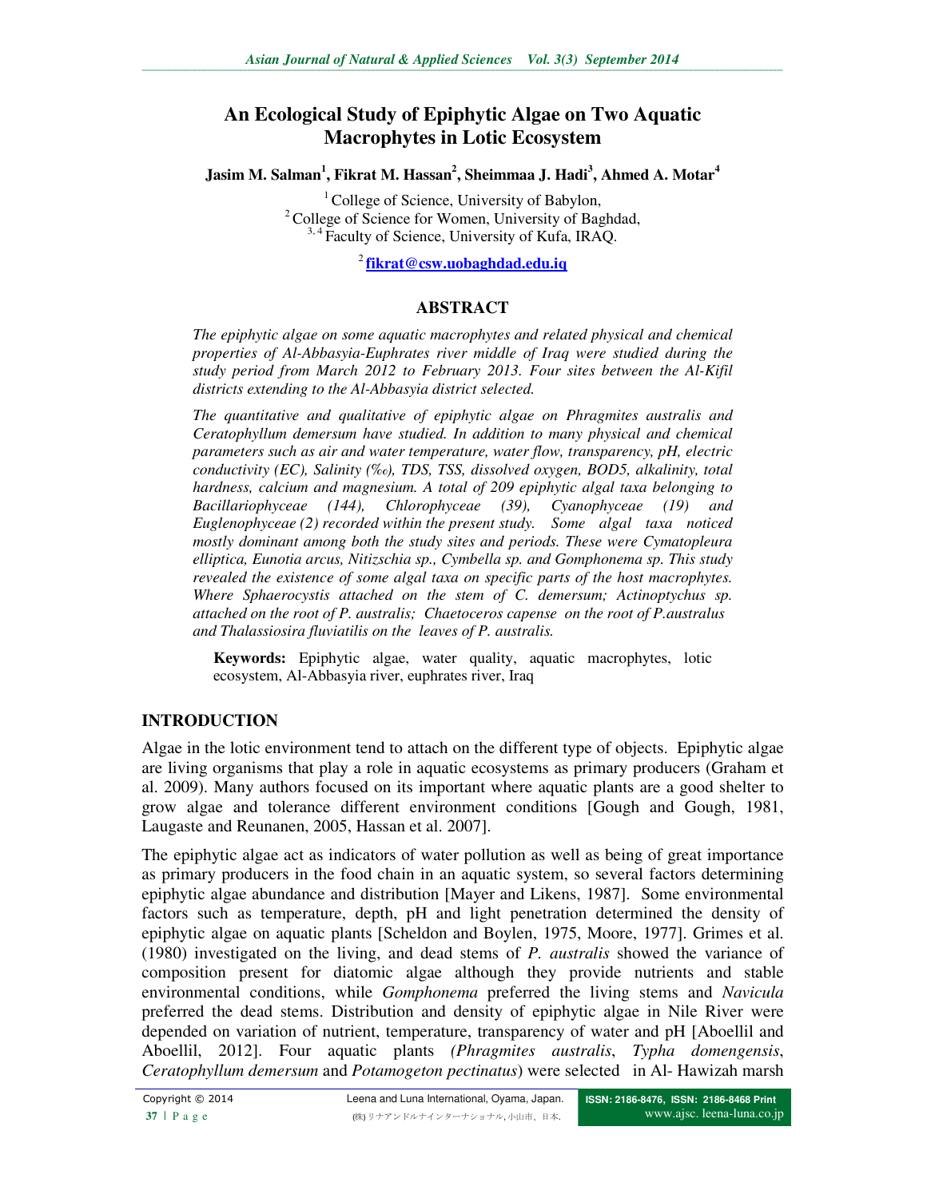# An Ecological Study of Epiphytic Algae on Two Aquatic Macrophytes in Lotic Ecosystem

**Jasim M. Salman[1], Fikrat M. Hassan[2], Sheimmaa J. Hadi[3], Ahmed A. Motar[4]**

[1] College of Science, University of Babylon,
[2] College of Science for Women, University of Baghdad,
[3, 4] Faculty of Science, University of Kufa, IRAQ.

[2] **fikrat@csw.uobaghdad.edu.iq**

## ABSTRACT

*The epiphytic algae on some aquatic macrophytes and related physical and chemical properties of Al-Abbasyia-Euphrates river middle of Iraq were studied during the study period from March 2012 to February 2013. Four sites between the Al-Kifil districts extending to the Al-Abbasyia district selected.*

*The quantitative and qualitative of epiphytic algae on Phragmites australis and Ceratophyllum demersum have studied. In addition to many physical and chemical parameters such as air and water temperature, water flow, transparency, pH, electric conductivity (EC), Salinity (‰), TDS, TSS, dissolved oxygen, BOD5, alkalinity, total hardness, calcium and magnesium. A total of 209 epiphytic algal taxa belonging to Bacillariophyceae (144), Chlorophyceae (39), Cyanophyceae (19) and Euglenophyceae (2) recorded within the present study. Some algal taxa noticed mostly dominant among both the study sites and periods. These were Cymatopleura elliptica, Eunotia arcus, Nitizschia sp., Cymbella sp. and Gomphonema sp. This study revealed the existence of some algal taxa on specific parts of the host macrophytes. Where Sphaerocystis attached on the stem of C. demersum; Actinoptychus sp. attached on the root of P. australis; Chaetoceros capense on the root of P.australus and Thalassiosira fluviatilis on the leaves of P. australis.*

**Keywords:** Epiphytic algae, water quality, aquatic macrophytes, lotic ecosystem, Al-Abbasyia river, euphrates river, Iraq

## INTRODUCTION

Algae in the lotic environment tend to attach on the different type of objects. Epiphytic algae are living organisms that play a role in aquatic ecosystems as primary producers (Graham et al. 2009). Many authors focused on its important where aquatic plants are a good shelter to grow algae and tolerance different environment conditions [Gough and Gough, 1981, Laugaste and Reunanen, 2005, Hassan et al. 2007].

The epiphytic algae act as indicators of water pollution as well as being of great importance as primary producers in the food chain in an aquatic system, so several factors determining epiphytic algae abundance and distribution [Mayer and Likens, 1987]. Some environmental factors such as temperature, depth, pH and light penetration determined the density of epiphytic algae on aquatic plants [Scheldon and Boylen, 1975, Moore, 1977]. Grimes et al. (1980) investigated on the living, and dead stems of *P. australis* showed the variance of composition present for diatomic algae although they provide nutrients and stable environmental conditions, while *Gomphonema* preferred the living stems and *Navicula* preferred the dead stems. Distribution and density of epiphytic algae in Nile River were depended on variation of nutrient, temperature, transparency of water and pH [Aboellil and Aboellil, 2012]. Four aquatic plants *(Phragmites australis*, *Typha domengensis*, *Ceratophyllum demersum* and *Potamogeton pectinatus*) were selected in Al- Hawizah marsh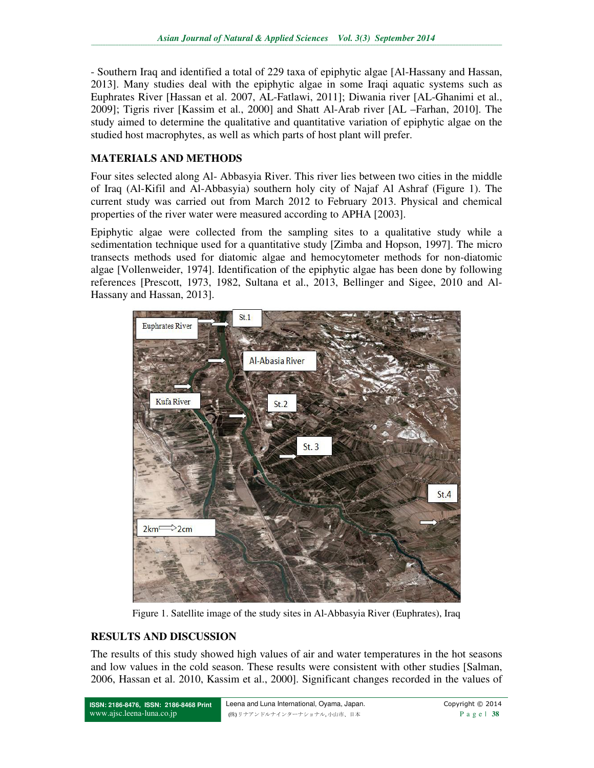- Southern Iraq and identified a total of 229 taxa of epiphytic algae [Al-Hassany and Hassan, 2013]. Many studies deal with the epiphytic algae in some Iraqi aquatic systems such as Euphrates River [Hassan et al. 2007, AL-Fatlawi, 2011]; Diwania river [AL-Ghanimi et al., 2009]; Tigris river [Kassim et al., 2000] and Shatt Al-Arab river [AL –Farhan, 2010]. The study aimed to determine the qualitative and quantitative variation of epiphytic algae on the studied host macrophytes, as well as which parts of host plant will prefer.

## MATERIALS AND METHODS

Four sites selected along Al- Abbasyia River. This river lies between two cities in the middle of Iraq (Al-Kifil and Al-Abbasyia) southern holy city of Najaf Al Ashraf (Figure 1). The current study was carried out from March 2012 to February 2013. Physical and chemical properties of the river water were measured according to APHA [2003].

Epiphytic algae were collected from the sampling sites to a qualitative study while a sedimentation technique used for a quantitative study [Zimba and Hopson, 1997]. The micro transects methods used for diatomic algae and hemocytometer methods for non-diatomic algae [Vollenweider, 1974]. Identification of the epiphytic algae has been done by following references [Prescott, 1973, 1982, Sultana et al., 2013, Bellinger and Sigee, 2010 and Al-Hassany and Hassan, 2013].

Figure 1. Satellite image of the study sites in Al-Abbasyia River (Euphrates), Iraq

## RESULTS AND DISCUSSION

The results of this study showed high values of air and water temperatures in the hot seasons and low values in the cold season. These results were consistent with other studies [Salman, 2006, Hassan et al. 2010, Kassim et al., 2000]. Significant changes recorded in the values of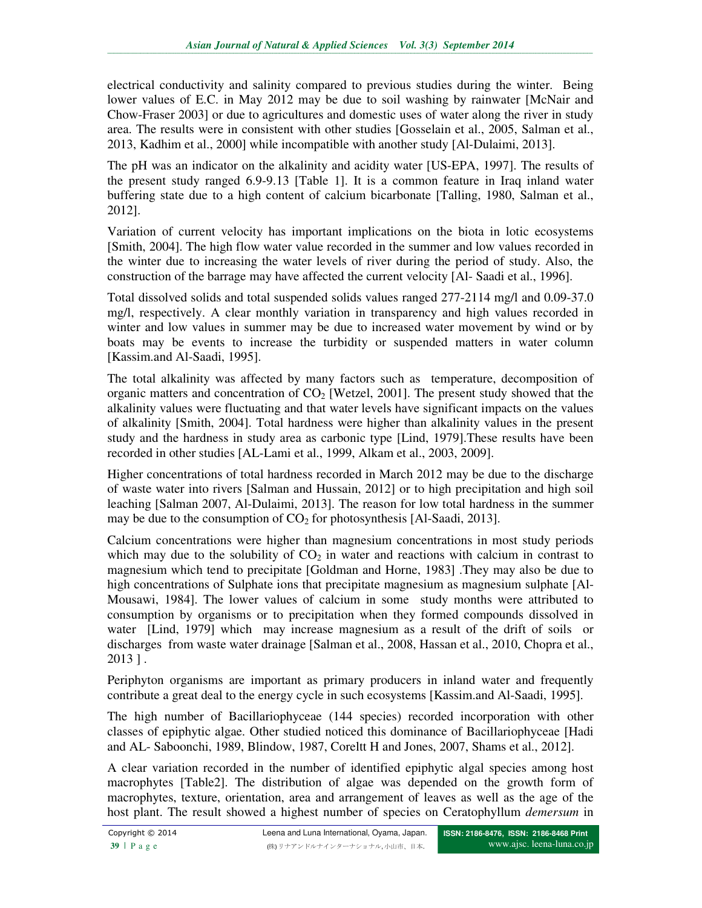electrical conductivity and salinity compared to previous studies during the winter. Being lower values of E.C. in May 2012 may be due to soil washing by rainwater [McNair and Chow-Fraser 2003] or due to agricultures and domestic uses of water along the river in study area. The results were in consistent with other studies [Gosselain et al., 2005, Salman et al., 2013, Kadhim et al., 2000] while incompatible with another study [Al-Dulaimi, 2013].

The pH was an indicator on the alkalinity and acidity water [US-EPA, 1997]. The results of the present study ranged 6.9-9.13 [Table 1]. It is a common feature in Iraq inland water buffering state due to a high content of calcium bicarbonate [Talling, 1980, Salman et al., 2012].

Variation of current velocity has important implications on the biota in lotic ecosystems [Smith, 2004]. The high flow water value recorded in the summer and low values recorded in the winter due to increasing the water levels of river during the period of study. Also, the construction of the barrage may have affected the current velocity [Al- Saadi et al., 1996].

Total dissolved solids and total suspended solids values ranged 277-2114 mg/l and 0.09-37.0 mg/l, respectively. A clear monthly variation in transparency and high values recorded in winter and low values in summer may be due to increased water movement by wind or by boats may be events to increase the turbidity or suspended matters in water column [Kassim.and Al-Saadi, 1995].

The total alkalinity was affected by many factors such as temperature, decomposition of organic matters and concentration of $CO_2$ [Wetzel, 2001]. The present study showed that the alkalinity values were fluctuating and that water levels have significant impacts on the values of alkalinity [Smith, 2004]. Total hardness were higher than alkalinity values in the present study and the hardness in study area as carbonic type [Lind, 1979].These results have been recorded in other studies [AL-Lami et al., 1999, Alkam et al., 2003, 2009].

Higher concentrations of total hardness recorded in March 2012 may be due to the discharge of waste water into rivers [Salman and Hussain, 2012] or to high precipitation and high soil leaching [Salman 2007, Al-Dulaimi, 2013]. The reason for low total hardness in the summer may be due to the consumption of $CO_2$ for photosynthesis [Al-Saadi, 2013].

Calcium concentrations were higher than magnesium concentrations in most study periods which may due to the solubility of $CO_2$ in water and reactions with calcium in contrast to magnesium which tend to precipitate [Goldman and Horne, 1983] .They may also be due to high concentrations of Sulphate ions that precipitate magnesium as magnesium sulphate [Al-Mousawi, 1984]. The lower values of calcium in some study months were attributed to consumption by organisms or to precipitation when they formed compounds dissolved in water [Lind, 1979] which may increase magnesium as a result of the drift of soils or discharges from waste water drainage [Salman et al., 2008, Hassan et al., 2010, Chopra et al., 2013 ] .

Periphyton organisms are important as primary producers in inland water and frequently contribute a great deal to the energy cycle in such ecosystems [Kassim.and Al-Saadi, 1995].

The high number of Bacillariophyceae (144 species) recorded incorporation with other classes of epiphytic algae. Other studied noticed this dominance of Bacillariophyceae [Hadi and AL- Saboonchi, 1989, Blindow, 1987, Coreltt H and Jones, 2007, Shams et al., 2012].

A clear variation recorded in the number of identified epiphytic algal species among host macrophytes [Table2]. The distribution of algae was depended on the growth form of macrophytes, texture, orientation, area and arrangement of leaves as well as the age of the host plant. The result showed a highest number of species on Ceratophyllum *demersum* in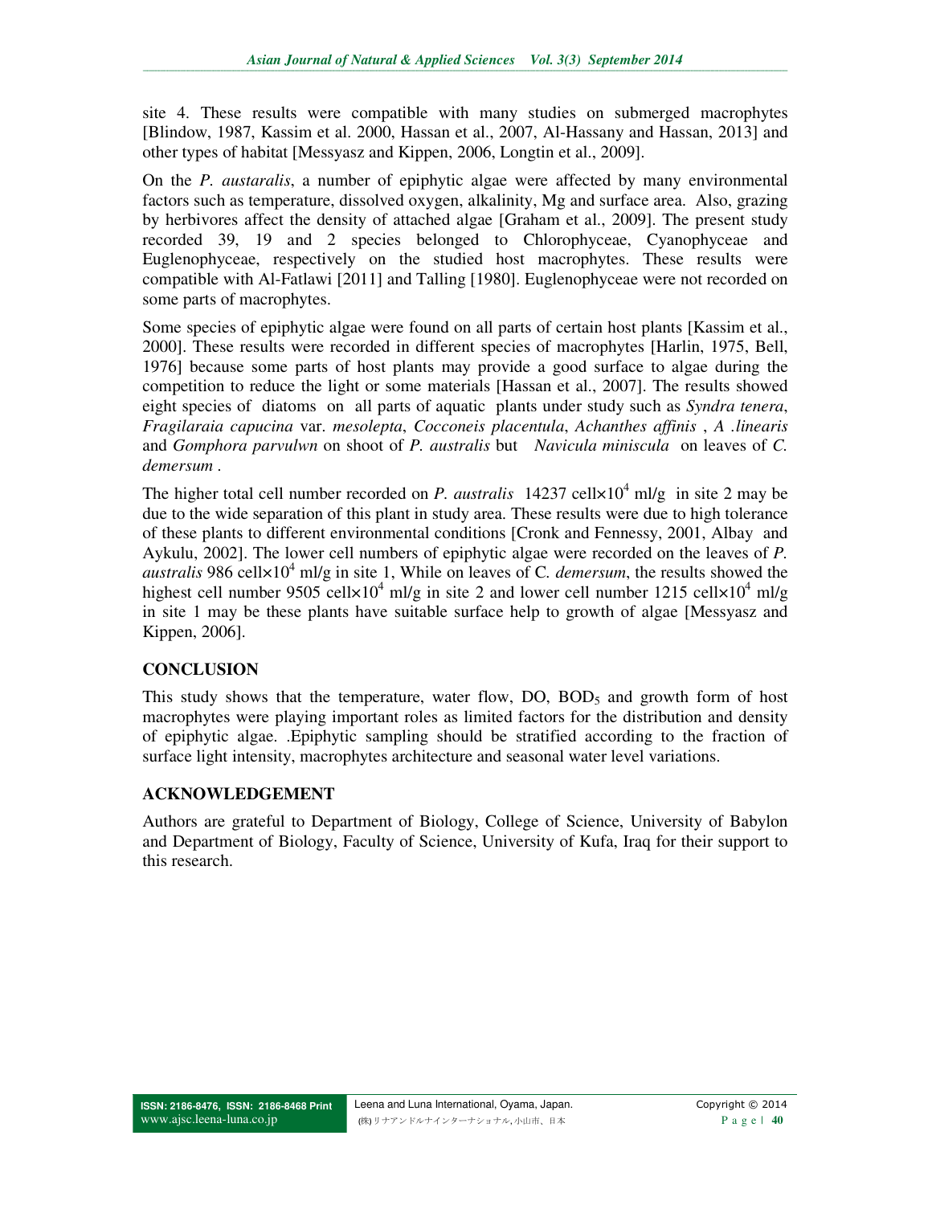site 4. These results were compatible with many studies on submerged macrophytes [Blindow, 1987, Kassim et al. 2000, Hassan et al., 2007, Al-Hassany and Hassan, 2013] and other types of habitat [Messyasz and Kippen, 2006, Longtin et al., 2009].

On the *P. austaralis*, a number of epiphytic algae were affected by many environmental factors such as temperature, dissolved oxygen, alkalinity, Mg and surface area. Also, grazing by herbivores affect the density of attached algae [Graham et al., 2009]. The present study recorded 39, 19 and 2 species belonged to Chlorophyceae, Cyanophyceae and Euglenophyceae, respectively on the studied host macrophytes. These results were compatible with Al-Fatlawi [2011] and Talling [1980]. Euglenophyceae were not recorded on some parts of macrophytes.

Some species of epiphytic algae were found on all parts of certain host plants [Kassim et al., 2000]. These results were recorded in different species of macrophytes [Harlin, 1975, Bell, 1976] because some parts of host plants may provide a good surface to algae during the competition to reduce the light or some materials [Hassan et al., 2007]. The results showed eight species of diatoms on all parts of aquatic plants under study such as *Syndra tenera*, *Fragilaraia capucina* var. *mesolepta*, *Cocconeis placentula*, *Achanthes affinis* , *A .linearis* and *Gomphora parvulwn* on shoot of *P. australis* but *Navicula miniscula* on leaves of *C. demersum* .

The higher total cell number recorded on *P. australis* 14237 cell×$10^4$ ml/g in site 2 may be due to the wide separation of this plant in study area. These results were due to high tolerance of these plants to different environmental conditions [Cronk and Fennessy, 2001, Albay and Aykulu, 2002]. The lower cell numbers of epiphytic algae were recorded on the leaves of *P. australis* 986 cell×$10^4$ ml/g in site 1, While on leaves of C. *demersum*, the results showed the highest cell number 9505 cell×$10^4$ ml/g in site 2 and lower cell number 1215 cell×$10^4$ ml/g in site 1 may be these plants have suitable surface help to growth of algae [Messyasz and Kippen, 2006].

## CONCLUSION

This study shows that the temperature, water flow, DO, $BOD_5$ and growth form of host macrophytes were playing important roles as limited factors for the distribution and density of epiphytic algae. .Epiphytic sampling should be stratified according to the fraction of surface light intensity, macrophytes architecture and seasonal water level variations.

## ACKNOWLEDGEMENT

Authors are grateful to Department of Biology, College of Science, University of Babylon and Department of Biology, Faculty of Science, University of Kufa, Iraq for their support to this research.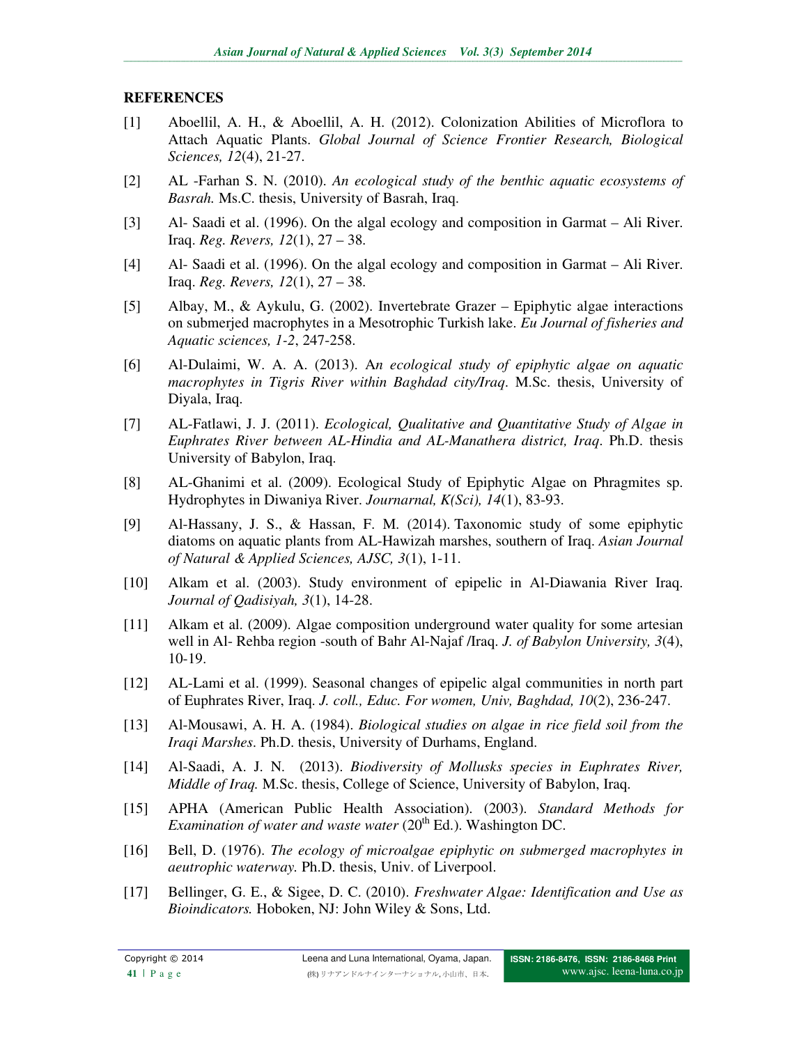## REFERENCES

[1] Aboellil, A. H., & Aboellil, A. H. (2012). Colonization Abilities of Microflora to Attach Aquatic Plants. *Global Journal of Science Frontier Research, Biological Sciences, 12*(4), 21-27.

[2] AL -Farhan S. N. (2010). *An ecological study of the benthic aquatic ecosystems of Basrah.* Ms.C. thesis, University of Basrah, Iraq.

[3] Al- Saadi et al. (1996). On the algal ecology and composition in Garmat – Ali River. Iraq. *Reg. Revers, 12*(1), 27 – 38.

[4] Al- Saadi et al. (1996). On the algal ecology and composition in Garmat – Ali River. Iraq. *Reg. Revers, 12*(1), 27 – 38.

[5] Albay, M., & Aykulu, G. (2002). Invertebrate Grazer – Epiphytic algae interactions on submerjed macrophytes in a Mesotrophic Turkish lake. *Eu Journal of fisheries and Aquatic sciences, 1-2*, 247-258.

[6] Al-Dulaimi, W. A. A. (2013). A*n ecological study of epiphytic algae on aquatic macrophytes in Tigris River within Baghdad city/Iraq*. M.Sc. thesis, University of Diyala, Iraq.

[7] AL-Fatlawi, J. J. (2011). *Ecological, Qualitative and Quantitative Study of Algae in Euphrates River between AL-Hindia and AL-Manathera district, Iraq*. Ph.D. thesis University of Babylon, Iraq.

[8] AL-Ghanimi et al. (2009). Ecological Study of Epiphytic Algae on Phragmites sp. Hydrophytes in Diwaniya River. *Journarnal, K(Sci), 14*(1), 83-93.

[9] Al-Hassany, J. S., & Hassan, F. M. (2014). Taxonomic study of some epiphytic diatoms on aquatic plants from AL-Hawizah marshes, southern of Iraq. *Asian Journal of Natural & Applied Sciences, AJSC, 3*(1), 1-11.

[10] Alkam et al. (2003). Study environment of epipelic in Al-Diawania River Iraq. *Journal of Qadisiyah, 3*(1), 14-28.

[11] Alkam et al. (2009). Algae composition underground water quality for some artesian well in Al- Rehba region -south of Bahr Al-Najaf /Iraq. *J. of Babylon University, 3*(4), 10-19.

[12] AL-Lami et al. (1999). Seasonal changes of epipelic algal communities in north part of Euphrates River, Iraq. *J. coll., Educ. For women, Univ, Baghdad, 10*(2), 236-247.

[13] Al-Mousawi, A. H. A. (1984). *Biological studies on algae in rice field soil from the Iraqi Marshes*. Ph.D. thesis, University of Durhams, England.

[14] Al-Saadi, A. J. N. (2013). *Biodiversity of Mollusks species in Euphrates River, Middle of Iraq.* M.Sc. thesis, College of Science, University of Babylon, Iraq.

[15] APHA (American Public Health Association). (2003). *Standard Methods for Examination of water and waste water* (20th Ed.). Washington DC.

[16] Bell, D. (1976). *The ecology of microalgae epiphytic on submerged macrophytes in aeutrophic waterway.* Ph.D. thesis, Univ. of Liverpool.

[17] Bellinger, G. E., & Sigee, D. C. (2010). *Freshwater Algae: Identification and Use as Bioindicators.* Hoboken, NJ: John Wiley & Sons, Ltd.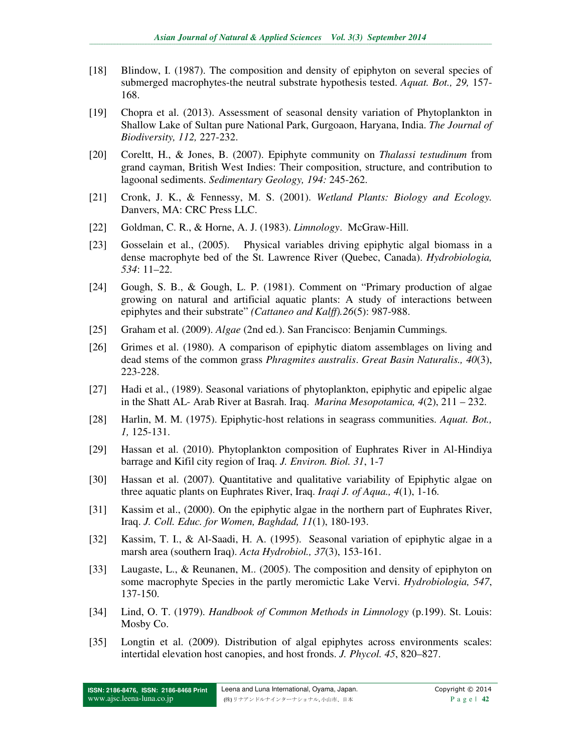[18] Blindow, I. (1987). The composition and density of epiphyton on several species of submerged macrophytes-the neutral substrate hypothesis tested. *Aquat. Bot., 29,* 157-168.

[19] Chopra et al. (2013). Assessment of seasonal density variation of Phytoplankton in Shallow Lake of Sultan pure National Park, Gurgoaon, Haryana, India. *The Journal of Biodiversity, 112,* 227-232.

[20] Coreltt, H., & Jones, B. (2007). Epiphyte community on *Thalassi testudinum* from grand cayman, British West Indies: Their composition, structure, and contribution to lagoonal sediments. *Sedimentary Geology, 194:* 245-262.

[21] Cronk, J. K., & Fennessy, M. S. (2001). *Wetland Plants: Biology and Ecology.* Danvers, MA: CRC Press LLC.

[22] Goldman, C. R., & Horne, A. J. (1983). *Limnology*. McGraw-Hill.

[23] Gosselain et al., (2005). Physical variables driving epiphytic algal biomass in a dense macrophyte bed of the St. Lawrence River (Quebec, Canada). *Hydrobiologia, 534*: 11–22.

[24] Gough, S. B., & Gough, L. P. (1981). Comment on "Primary production of algae growing on natural and artificial aquatic plants: A study of interactions between epiphytes and their substrate" *(Cattaneo and Kalff).26*(5): 987-988.

[25] Graham et al. (2009). *Algae* (2nd ed.). San Francisco: Benjamin Cummings.

[26] Grimes et al. (1980). A comparison of epiphytic diatom assemblages on living and dead stems of the common grass *Phragmites australis*. *Great Basin Naturalis., 40*(3), 223-228.

[27] Hadi et al., (1989). Seasonal variations of phytoplankton, epiphytic and epipelic algae in the Shatt AL- Arab River at Basrah. Iraq. *Marina Mesopotamica, 4*(2), 211 – 232.

[28] Harlin, M. M. (1975). Epiphytic-host relations in seagrass communities. *Aquat. Bot., 1,* 125-131.

[29] Hassan et al. (2010). Phytoplankton composition of Euphrates River in Al-Hindiya barrage and Kifil city region of Iraq. *J. Environ. Biol. 31*, 1-7

[30] Hassan et al. (2007). Quantitative and qualitative variability of Epiphytic algae on three aquatic plants on Euphrates River, Iraq. *Iraqi J. of Aqua., 4*(1), 1-16.

[31] Kassim et al., (2000). On the epiphytic algae in the northern part of Euphrates River, Iraq. *J. Coll. Educ. for Women, Baghdad, 11*(1), 180-193.

[32] Kassim, T. I., & Al-Saadi, H. A. (1995). Seasonal variation of epiphytic algae in a marsh area (southern Iraq). *Acta Hydrobiol., 37*(3), 153-161.

[33] Laugaste, L., & Reunanen, M.. (2005). The composition and density of epiphyton on some macrophyte Species in the partly meromictic Lake Vervi. *Hydrobiologia, 547*, 137-150.

[34] Lind, O. T. (1979). *Handbook of Common Methods in Limnology* (p.199). St. Louis: Mosby Co.

[35] Longtin et al. (2009). Distribution of algal epiphytes across environments scales: intertidal elevation host canopies, and host fronds. *J. Phycol. 45*, 820–827.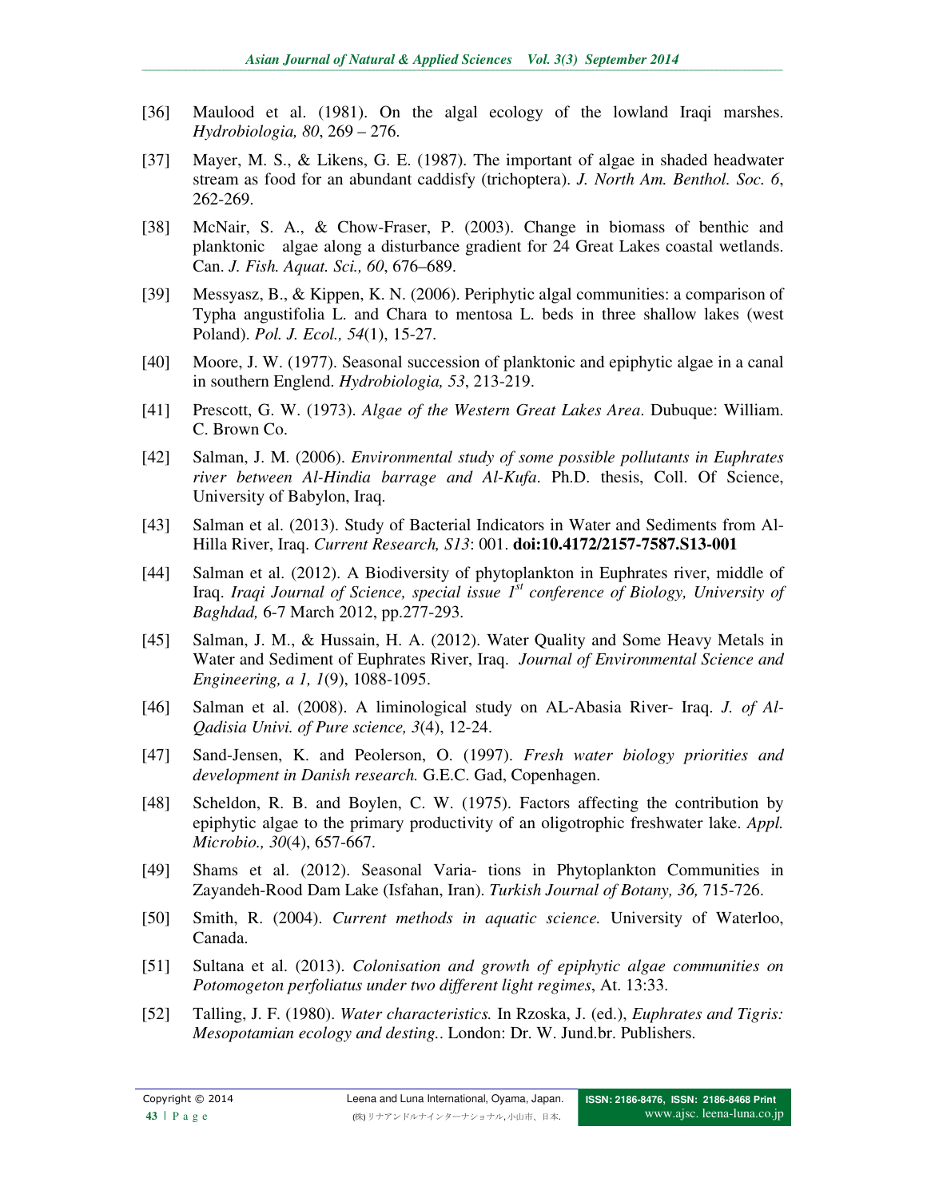[36] Maulood et al. (1981). On the algal ecology of the lowland Iraqi marshes. *Hydrobiologia, 80*, 269 – 276.

[37] Mayer, M. S., & Likens, G. E. (1987). The important of algae in shaded headwater stream as food for an abundant caddisfy (trichoptera). *J. North Am. Benthol. Soc. 6*, 262-269.

[38] McNair, S. A., & Chow-Fraser, P. (2003). Change in biomass of benthic and planktonic algae along a disturbance gradient for 24 Great Lakes coastal wetlands. Can. *J. Fish. Aquat. Sci., 60*, 676–689.

[39] Messyasz, B., & Kippen, K. N. (2006). Periphytic algal communities: a comparison of Typha angustifolia L. and Chara to mentosa L. beds in three shallow lakes (west Poland). *Pol. J. Ecol., 54*(1), 15-27.

[40] Moore, J. W. (1977). Seasonal succession of planktonic and epiphytic algae in a canal in southern Englend. *Hydrobiologia, 53*, 213-219.

[41] Prescott, G. W. (1973). *Algae of the Western Great Lakes Area*. Dubuque: William. C. Brown Co.

[42] Salman, J. M. (2006). *Environmental study of some possible pollutants in Euphrates river between Al-Hindia barrage and Al-Kufa*. Ph.D. thesis, Coll. Of Science, University of Babylon, Iraq.

[43] Salman et al. (2013). Study of Bacterial Indicators in Water and Sediments from Al-Hilla River, Iraq. *Current Research, S13*: 001. **doi:10.4172/2157-7587.S13-001**

[44] Salman et al. (2012). A Biodiversity of phytoplankton in Euphrates river, middle of Iraq. *Iraqi Journal of Science, special issue 1st conference of Biology, University of Baghdad,* 6-7 March 2012, pp.277-293.

[45] Salman, J. M., & Hussain, H. A. (2012). Water Quality and Some Heavy Metals in Water and Sediment of Euphrates River, Iraq. *Journal of Environmental Science and Engineering, a 1, 1*(9), 1088-1095.

[46] Salman et al. (2008). A liminological study on AL-Abasia River- Iraq. *J. of Al-Qadisia Univi. of Pure science, 3*(4), 12-24.

[47] Sand-Jensen, K. and Peolerson, O. (1997). *Fresh water biology priorities and development in Danish research.* G.E.C. Gad, Copenhagen.

[48] Scheldon, R. B. and Boylen, C. W. (1975). Factors affecting the contribution by epiphytic algae to the primary productivity of an oligotrophic freshwater lake. *Appl. Microbio., 30*(4), 657-667.

[49] Shams et al. (2012). Seasonal Varia- tions in Phytoplankton Communities in Zayandeh-Rood Dam Lake (Isfahan, Iran). *Turkish Journal of Botany, 36,* 715-726.

[50] Smith, R. (2004). *Current methods in aquatic science.* University of Waterloo, Canada.

[51] Sultana et al. (2013). *Colonisation and growth of epiphytic algae communities on Potomogeton perfoliatus under two different light regimes*, At. 13:33.

[52] Talling, J. F. (1980). *Water characteristics.* In Rzoska, J. (ed.), *Euphrates and Tigris: Mesopotamian ecology and desting.*. London: Dr. W. Jund.br. Publishers.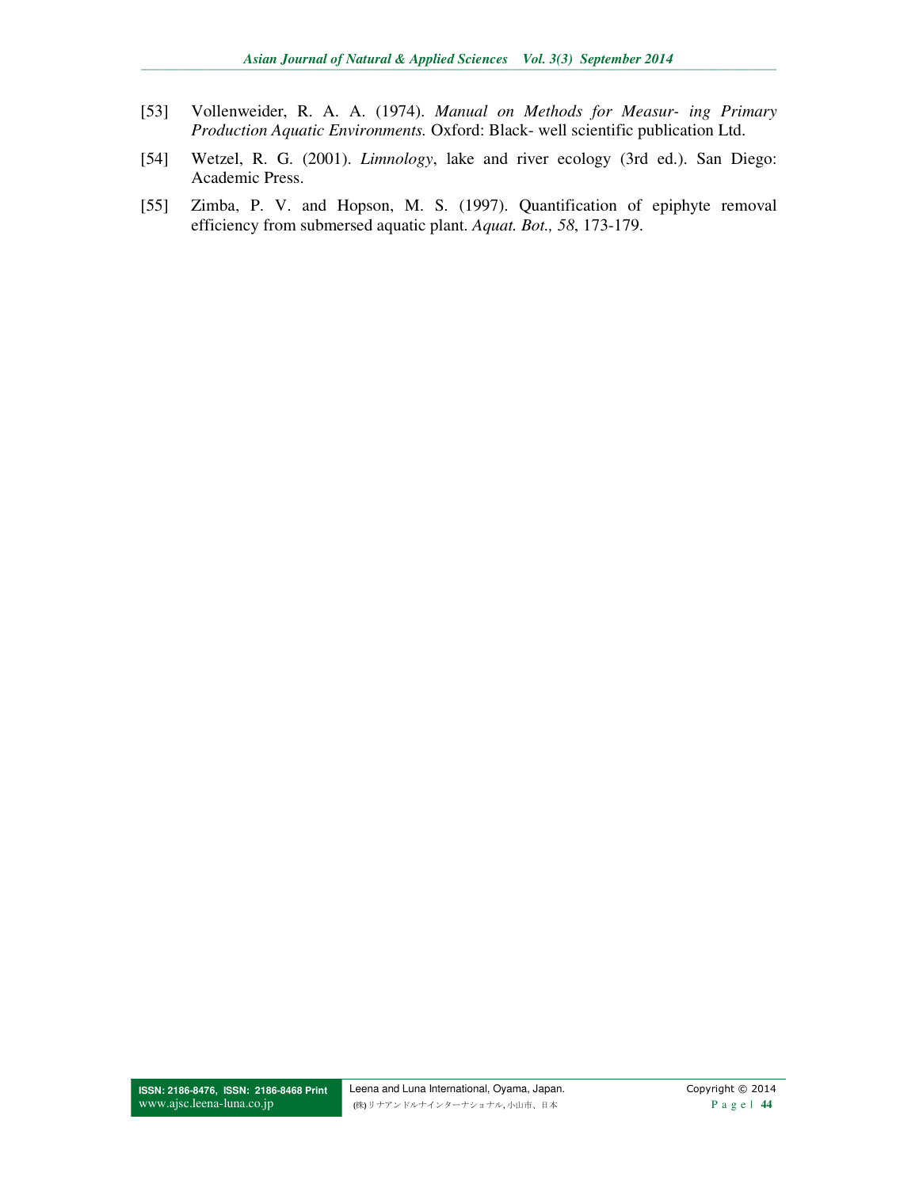[53] Vollenweider, R. A. A. (1974). *Manual on Methods for Measur- ing Primary Production Aquatic Environments.* Oxford: Black- well scientific publication Ltd.

[54] Wetzel, R. G. (2001). *Limnology*, lake and river ecology (3rd ed.). San Diego: Academic Press.

[55] Zimba, P. V. and Hopson, M. S. (1997). Quantification of epiphyte removal efficiency from submersed aquatic plant. *Aquat. Bot., 58*, 173-179.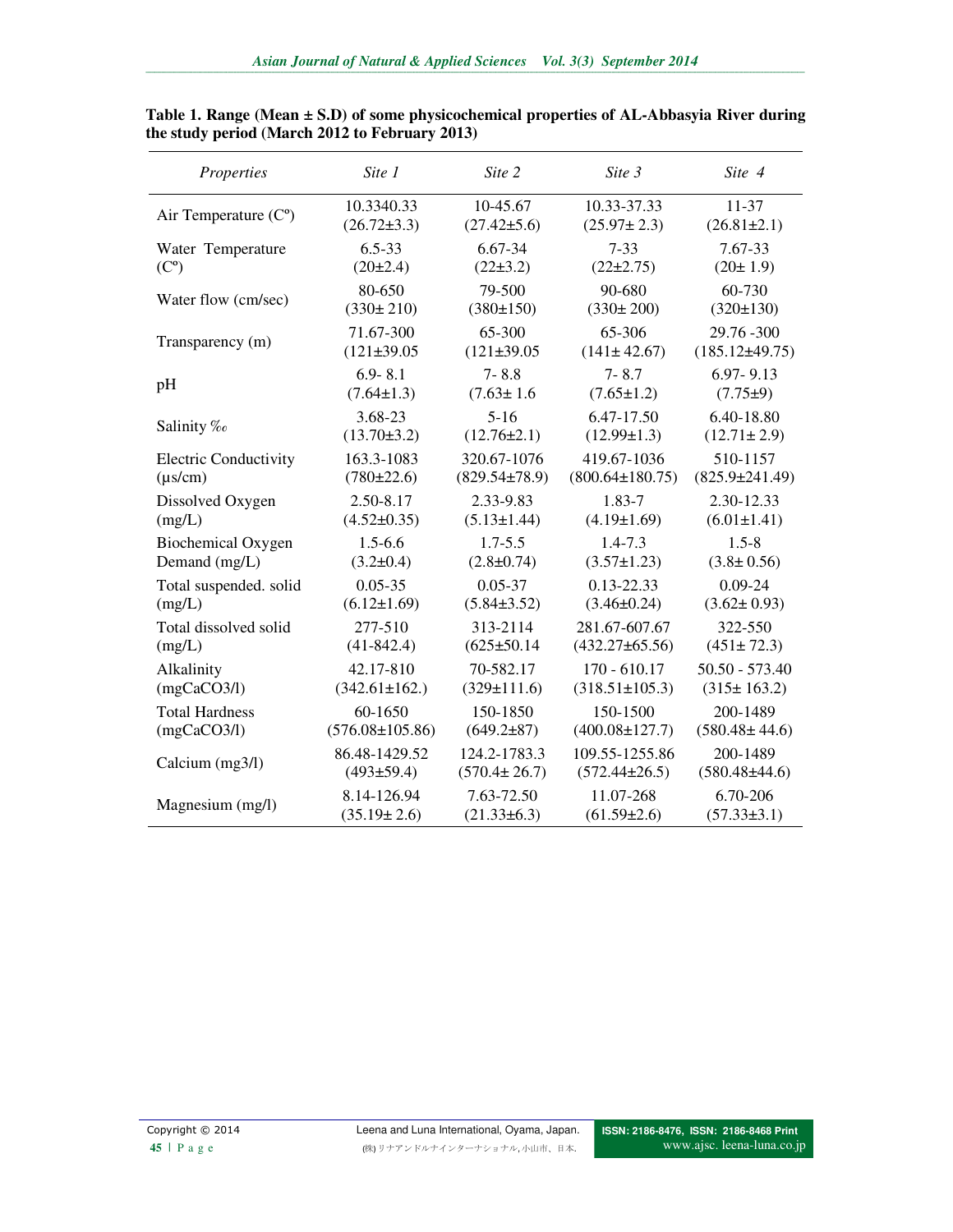**Table 1. Range (Mean ± S.D) of some physicochemical properties of AL-Abbasyia River during the study period (March 2012 to February 2013)**

| *Properties* | *Site 1* | *Site 2* | *Site 3* | *Site 4* |
|---|---|---|---|---|
| Air Temperature (Cº) | 10.3340.33 (26.72±3.3) | 10-45.67 (27.42±5.6) | 10.33-37.33 (25.97± 2.3) | 11-37 (26.81±2.1) |
| Water Temperature (Cº) | 6.5-33 (20±2.4) | 6.67-34 (22±3.2) | 7-33 (22±2.75) | 7.67-33 (20± 1.9) |
| Water flow (cm/sec) | 80-650 (330± 210) | 79-500 (380±150) | 90-680 (330± 200) | 60-730 (320±130) |
| Transparency (m) | 71.67-300 (121±39.05 | 65-300 (121±39.05 | 65-306 (141± 42.67) | 29.76 -300 (185.12±49.75) |
| pH | 6.9- 8.1 (7.64±1.3) | 7- 8.8 (7.63± 1.6 | 7- 8.7 (7.65±1.2) | 6.97- 9.13 (7.75±9) |
| Salinity ‰ | 3.68-23 (13.70±3.2) | 5-16 (12.76±2.1) | 6.47-17.50 (12.99±1.3) | 6.40-18.80 (12.71± 2.9) |
| Electric Conductivity (µs/cm) | 163.3-1083 (780±22.6) | 320.67-1076 (829.54±78.9) | 419.67-1036 (800.64±180.75) | 510-1157 (825.9±241.49) |
| Dissolved Oxygen (mg/L) | 2.50-8.17 (4.52±0.35) | 2.33-9.83 (5.13±1.44) | 1.83-7 (4.19±1.69) | 2.30-12.33 (6.01±1.41) |
| Biochemical Oxygen Demand (mg/L) | 1.5-6.6 (3.2±0.4) | 1.7-5.5 (2.8±0.74) | 1.4-7.3 (3.57±1.23) | 1.5-8 (3.8± 0.56) |
| Total suspended. solid (mg/L) | 0.05-35 (6.12±1.69) | 0.05-37 (5.84±3.52) | 0.13-22.33 (3.46±0.24) | 0.09-24 (3.62± 0.93) |
| Total dissolved solid (mg/L) | 277-510 (41-842.4) | 313-2114 (625±50.14 | 281.67-607.67 (432.27±65.56) | 322-550 (451± 72.3) |
| Alkalinity (mgCaCO3/l) | 42.17-810 (342.61±162.) | 70-582.17 (329±111.6) | 170 - 610.17 (318.51±105.3) | 50.50 - 573.40 (315± 163.2) |
| Total Hardness (mgCaCO3/l) | 60-1650 (576.08±105.86) | 150-1850 (649.2±87) | 150-1500 (400.08±127.7) | 200-1489 (580.48± 44.6) |
| Calcium (mg3/l) | 86.48-1429.52 (493±59.4) | 124.2-1783.3 (570.4± 26.7) | 109.55-1255.86 (572.44±26.5) | 200-1489 (580.48±44.6) |
| Magnesium (mg/l) | 8.14-126.94 (35.19± 2.6) | 7.63-72.50 (21.33±6.3) | 11.07-268 (61.59±2.6) | 6.70-206 (57.33±3.1) |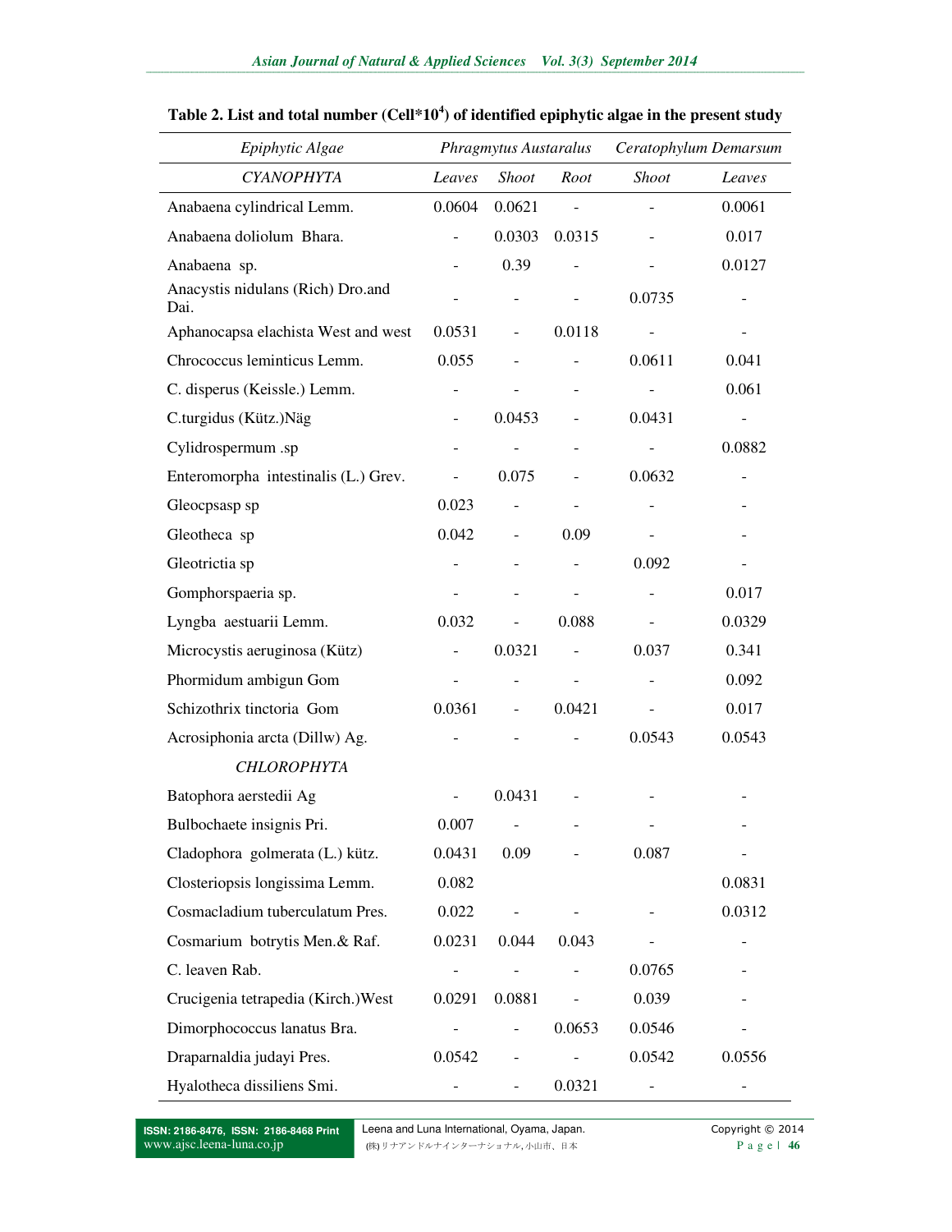**Table 2. List and total number (Cell*$10^4$) of identified epiphytic algae in the present study**

| *Epiphytic Algae* | *Phragmytus Austaralus* | | | *Ceratophylum Demarsum* | |
|---|---|---|---|---|---|
| *CYANOPHYTA* | *Leaves* | *Shoot* | *Root* | *Shoot* | *Leaves* |
| Anabaena cylindrical Lemm. | 0.0604 | 0.0621 | - | - | 0.0061 |
| Anabaena doliolum Bhara. | - | 0.0303 | 0.0315 | - | 0.017 |
| Anabaena sp. | - | 0.39 | - | - | 0.0127 |
| Anacystis nidulans (Rich) Dro.and Dai. | - | - | - | 0.0735 | - |
| Aphanocapsa elachista West and west | 0.0531 | - | 0.0118 | - | - |
| Chrococcus leminticus Lemm. | 0.055 | - | - | 0.0611 | 0.041 |
| C. disperus (Keissle.) Lemm. | - | - | - | - | 0.061 |
| C.turgidus (Kütz.)Näg | - | 0.0453 | - | 0.0431 | - |
| Cylidrospermum .sp | - | - | - | - | 0.0882 |
| Enteromorpha intestinalis (L.) Grev. | - | 0.075 | - | 0.0632 | - |
| Gleocpsasp sp | 0.023 | - | - | - | - |
| Gleotheca sp | 0.042 | - | 0.09 | - | - |
| Gleotrictia sp | - | - | - | 0.092 | - |
| Gomphorspaeria sp. | - | - | - | - | 0.017 |
| Lyngba aestuarii Lemm. | 0.032 | - | 0.088 | - | 0.0329 |
| Microcystis aeruginosa (Kütz) | - | 0.0321 | - | 0.037 | 0.341 |
| Phormidum ambigun Gom | - | - | - | - | 0.092 |
| Schizothrix tinctoria Gom | 0.0361 | - | 0.0421 | - | 0.017 |
| Acrosiphonia arcta (Dillw) Ag. | - | - | - | 0.0543 | 0.0543 |
| *CHLOROPHYTA* | | | | | |
| Batophora aerstedii Ag | - | 0.0431 | - | - | - |
| Bulbochaete insignis Pri. | 0.007 | - | - | - | - |
| Cladophora golmerata (L.) kütz. | 0.0431 | 0.09 | - | 0.087 | - |
| Closteriopsis longissima Lemm. | 0.082 | | | | 0.0831 |
| Cosmacladium tuberculatum Pres. | 0.022 | - | - | - | 0.0312 |
| Cosmarium botrytis Men.& Raf. | 0.0231 | 0.044 | 0.043 | - | - |
| C. leaven Rab. | - | - | - | 0.0765 | - |
| Crucigenia tetrapedia (Kirch.)West | 0.0291 | 0.0881 | - | 0.039 | - |
| Dimorphococcus lanatus Bra. | - | - | 0.0653 | 0.0546 | - |
| Draparnaldia judayi Pres. | 0.0542 | - | - | 0.0542 | 0.0556 |
| Hyalotheca dissiliens Smi. | - | - | 0.0321 | - | - |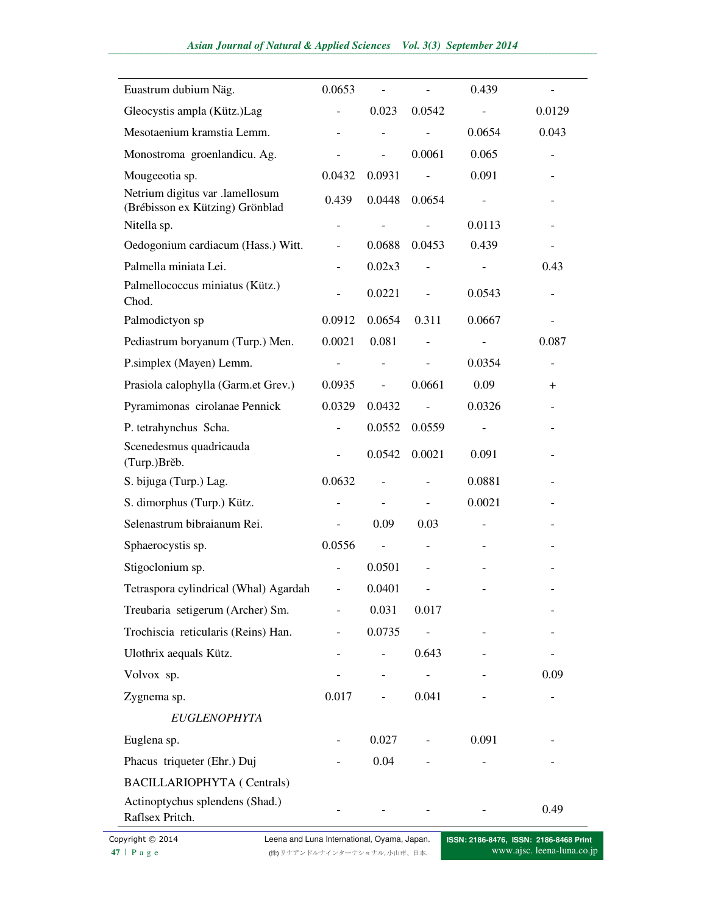| | | | | | |
|---|---|---|---|---|---|
| Euastrum dubium Näg. | 0.0653 | - | - | 0.439 | - |
| Gleocystis ampla (Kütz.)Lag | - | 0.023 | 0.0542 | - | 0.0129 |
| Mesotaenium kramstia Lemm. | - | - | - | 0.0654 | 0.043 |
| Monostroma groenlandicu. Ag. | - | - | 0.0061 | 0.065 | - |
| Mougeeotia sp. | 0.0432 | 0.0931 | - | 0.091 | - |
| Netrium digitus var .lamellosum (Brébisson ex Kützing) Grönblad | 0.439 | 0.0448 | 0.0654 | - | - |
| Nitella sp. | - | - | - | 0.0113 | - |
| Oedogonium cardiacum (Hass.) Witt. | - | 0.0688 | 0.0453 | 0.439 | - |
| Palmella miniata Lei. | - | 0.02x3 | - | - | 0.43 |
| Palmellococcus miniatus (Kütz.) Chod. | - | 0.0221 | - | 0.0543 | - |
| Palmodictyon sp | 0.0912 | 0.0654 | 0.311 | 0.0667 | - |
| Pediastrum boryanum (Turp.) Men. | 0.0021 | 0.081 | - | - | 0.087 |
| P.simplex (Mayen) Lemm. | - | - | - | 0.0354 | - |
| Prasiola calophylla (Garm.et Grev.) | 0.0935 | - | 0.0661 | 0.09 | + |
| Pyramimonas cirolanae Pennick | 0.0329 | 0.0432 | - | 0.0326 | - |
| P. tetrahynchus Scha. | - | 0.0552 | 0.0559 | - | - |
| Scenedesmus quadricauda (Turp.)Brĕb. | - | 0.0542 | 0.0021 | 0.091 | - |
| S. bijuga (Turp.) Lag. | 0.0632 | - | - | 0.0881 | - |
| S. dimorphus (Turp.) Kütz. | - | - | - | 0.0021 | - |
| Selenastrum bibraianum Rei. | - | 0.09 | 0.03 | - | - |
| Sphaerocystis sp. | 0.0556 | - | - | - | - |
| Stigoclonium sp. | - | 0.0501 | - | - | - |
| Tetraspora cylindrical (Whal) Agardah | - | 0.0401 | - | - | - |
| Treubaria setigerum (Archer) Sm. | - | 0.031 | 0.017 | | - |
| Trochiscia reticularis (Reins) Han. | - | 0.0735 | - | - | - |
| Ulothrix aequals Kütz. | - | - | 0.643 | - | - |
| Volvox sp. | - | - | - | - | 0.09 |
| Zygnema sp. | 0.017 | - | 0.041 | - | - |
| *EUGLENOPHYTA* | | | | | |
| Euglena sp. | - | 0.027 | - | 0.091 | - |
| Phacus triqueter (Ehr.) Duj | - | 0.04 | - | - | - |
| BACILLARIOPHYTA ( Centrals) | | | | | |
| Actinoptychus splendens (Shad.) Raflsex Pritch. | - | - | - | - | 0.49 |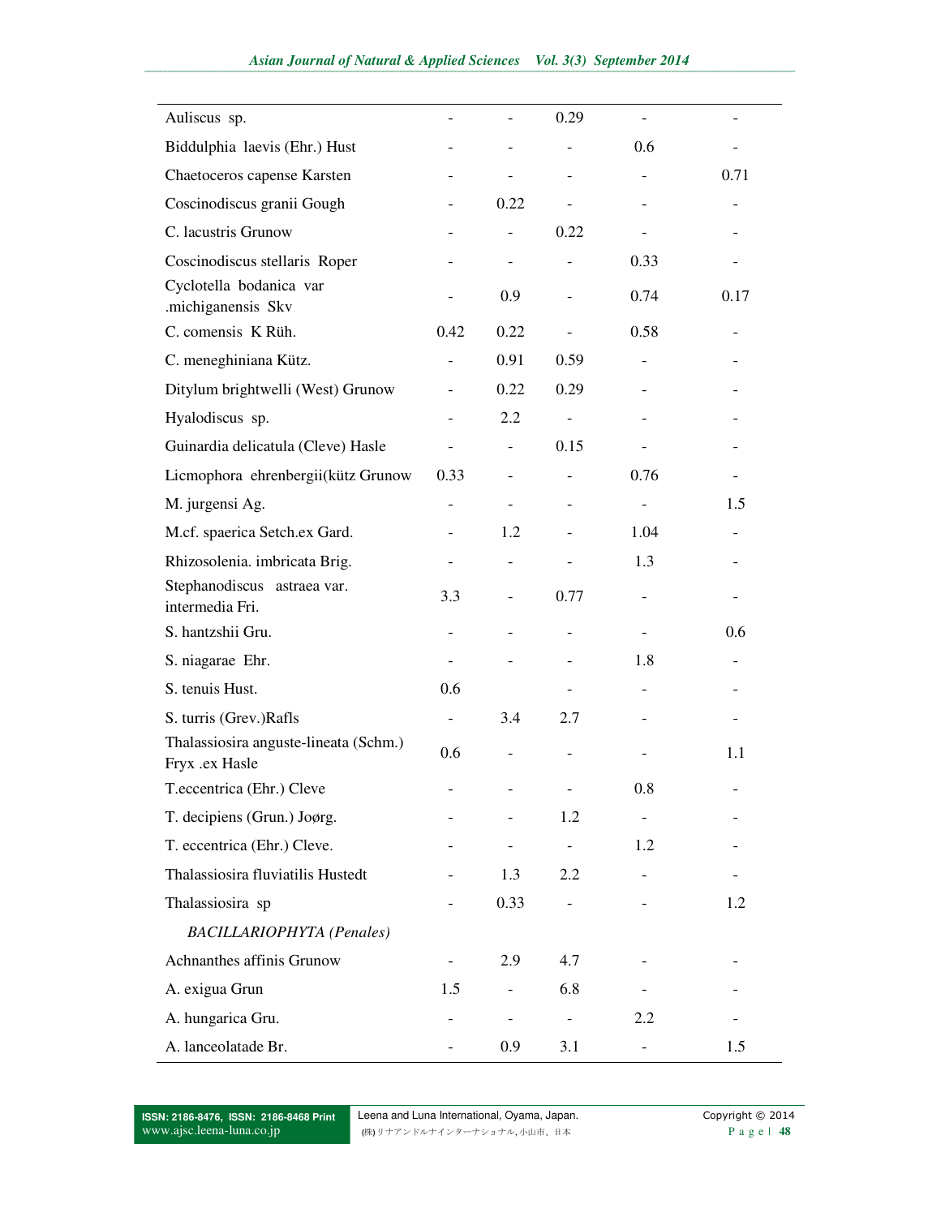| | | | | | |
|---|---|---|---|---|---|
| Auliscus sp. | - | - | 0.29 | - | - |
| Biddulphia laevis (Ehr.) Hust | - | - | - | 0.6 | - |
| Chaetoceros capense Karsten | - | - | - | - | 0.71 |
| Coscinodiscus granii Gough | - | 0.22 | - | - | - |
| C. lacustris Grunow | - | - | 0.22 | - | - |
| Coscinodiscus stellaris Roper | - | - | - | 0.33 | - |
| Cyclotella bodanica var .michiganensis Skv | - | 0.9 | - | 0.74 | 0.17 |
| C. comensis K Rüh. | 0.42 | 0.22 | - | 0.58 | - |
| C. meneghiniana Kütz. | - | 0.91 | 0.59 | - | - |
| Ditylum brightwelli (West) Grunow | - | 0.22 | 0.29 | - | - |
| Hyalodiscus sp. | - | 2.2 | - | - | - |
| Guinardia delicatula (Cleve) Hasle | - | - | 0.15 | - | - |
| Licmophora ehrenbergii(kütz Grunow | 0.33 | - | - | 0.76 | - |
| M. jurgensi Ag. | - | - | - | - | 1.5 |
| M.cf. spaerica Setch.ex Gard. | - | 1.2 | - | 1.04 | - |
| Rhizosolenia. imbricata Brig. | - | - | - | 1.3 | - |
| Stephanodiscus astraea var. intermedia Fri. | 3.3 | - | 0.77 | - | - |
| S. hantzshii Gru. | - | - | - | - | 0.6 |
| S. niagarae Ehr. | - | - | - | 1.8 | - |
| S. tenuis Hust. | 0.6 | | - | - | - |
| S. turris (Grev.)Rafls | - | 3.4 | 2.7 | - | - |
| Thalassiosira anguste-lineata (Schm.) Fryx .ex Hasle | 0.6 | - | - | - | 1.1 |
| T.eccentrica (Ehr.) Cleve | - | - | - | 0.8 | - |
| T. decipiens (Grun.) Joørg. | - | - | 1.2 | - | - |
| T. eccentrica (Ehr.) Cleve. | - | - | - | 1.2 | - |
| Thalassiosira fluviatilis Hustedt | - | 1.3 | 2.2 | - | - |
| Thalassiosira sp | - | 0.33 | - | - | 1.2 |
| *BACILLARIOPHYTA (Penales)* | | | | | |
| Achnanthes affinis Grunow | - | 2.9 | 4.7 | - | - |
| A. exigua Grun | 1.5 | - | 6.8 | - | - |
| A. hungarica Gru. | - | - | - | 2.2 | - |
| A. lanceolatade Br. | - | 0.9 | 3.1 | - | 1.5 |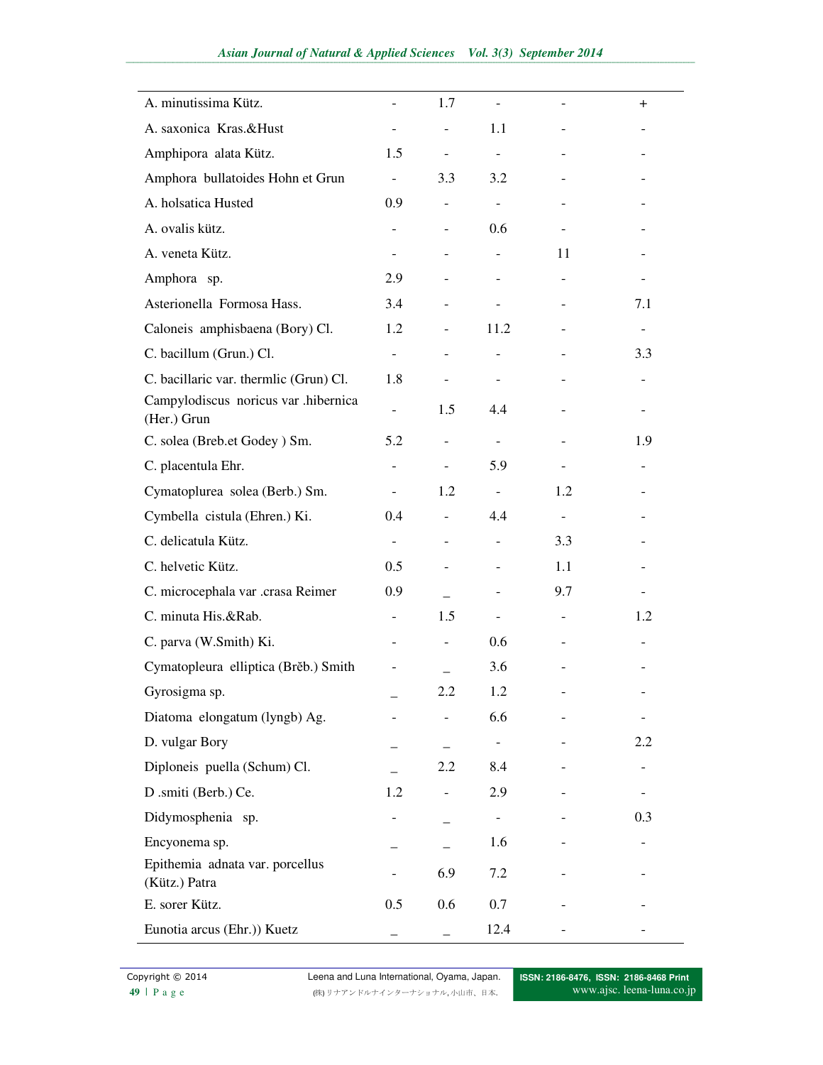| | | | | | |
|---|---|---|---|---|---|
| A. minutissima Kütz. | - | 1.7 | - | - | + |
| A. saxonica Kras.&Hust | - | - | 1.1 | - | - |
| Amphipora alata Kütz. | 1.5 | - | - | - | - |
| Amphora bullatoides Hohn et Grun | - | 3.3 | 3.2 | - | - |
| A. holsatica Husted | 0.9 | - | - | - | - |
| A. ovalis kütz. | - | - | 0.6 | - | - |
| A. veneta Kütz. | - | - | - | 11 | - |
| Amphora sp. | 2.9 | - | - | - | - |
| Asterionella Formosa Hass. | 3.4 | - | - | - | 7.1 |
| Caloneis amphisbaena (Bory) Cl. | 1.2 | - | 11.2 | - | - |
| C. bacillum (Grun.) Cl. | - | - | - | - | 3.3 |
| C. bacillaric var. thermlic (Grun) Cl. | 1.8 | - | - | - | - |
| Campylodiscus noricus var .hibernica (Her.) Grun | - | 1.5 | 4.4 | - | - |
| C. solea (Breb.et Godey ) Sm. | 5.2 | - | - | - | 1.9 |
| C. placentula Ehr. | - | - | 5.9 | - | - |
| Cymatoplurea solea (Berb.) Sm. | - | 1.2 | - | 1.2 | - |
| Cymbella cistula (Ehren.) Ki. | 0.4 | - | 4.4 | - | - |
| C. delicatula Kütz. | - | - | - | 3.3 | - |
| C. helvetic Kütz. | 0.5 | - | - | 1.1 | - |
| C. microcephala var .crasa Reimer | 0.9 | _ | - | 9.7 | - |
| C. minuta His.&Rab. | - | 1.5 | - | - | 1.2 |
| C. parva (W.Smith) Ki. | - | - | 0.6 | - | - |
| Cymatopleura elliptica (Brěb.) Smith | - | _ | 3.6 | - | - |
| Gyrosigma sp. | _ | 2.2 | 1.2 | - | - |
| Diatoma elongatum (lyngb) Ag. | - | - | 6.6 | - | - |
| D. vulgar Bory | _ | _ | - | - | 2.2 |
| Diploneis puella (Schum) Cl. | _ | 2.2 | 8.4 | - | - |
| D .smiti (Berb.) Ce. | 1.2 | - | 2.9 | - | - |
| Didymosphenia sp. | - | _ | - | - | 0.3 |
| Encyonema sp. | _ | _ | 1.6 | - | - |
| Epithemia adnata var. porcellus (Kütz.) Patra | - | 6.9 | 7.2 | - | - |
| E. sorer Kütz. | 0.5 | 0.6 | 0.7 | - | - |
| Eunotia arcus (Ehr.)) Kuetz | _ | _ | 12.4 | - | - |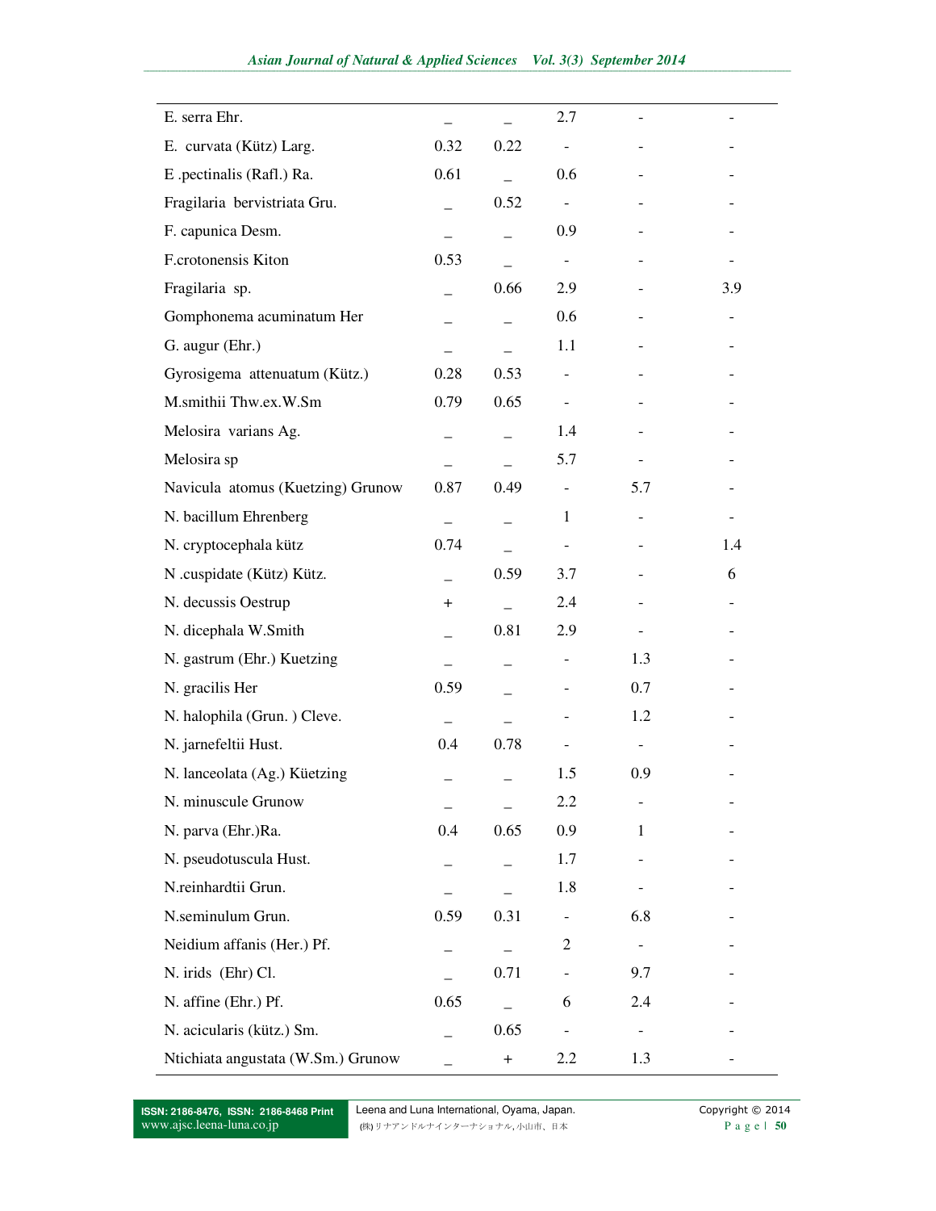| | | | | | |
|---|---|---|---|---|---|
| E. serra Ehr. | _ | _ | 2.7 | - | - |
| E. curvata (Kütz) Larg. | 0.32 | 0.22 | - | - | - |
| E .pectinalis (Rafl.) Ra. | 0.61 | _ | 0.6 | - | - |
| Fragilaria bervistriata Gru. | _ | 0.52 | - | - | - |
| F. capunica Desm. | _ | _ | 0.9 | - | - |
| F.crotonensis Kiton | 0.53 | _ | - | - | - |
| Fragilaria sp. | _ | 0.66 | 2.9 | - | 3.9 |
| Gomphonema acuminatum Her | _ | _ | 0.6 | - | - |
| G. augur (Ehr.) | _ | _ | 1.1 | - | - |
| Gyrosigema attenuatum (Kütz.) | 0.28 | 0.53 | - | - | - |
| M.smithii Thw.ex.W.Sm | 0.79 | 0.65 | - | - | - |
| Melosira varians Ag. | _ | _ | 1.4 | - | - |
| Melosira sp | _ | _ | 5.7 | - | - |
| Navicula atomus (Kuetzing) Grunow | 0.87 | 0.49 | - | 5.7 | - |
| N. bacillum Ehrenberg | _ | _ | 1 | - | - |
| N. cryptocephala kütz | 0.74 | _ | - | - | 1.4 |
| N .cuspidate (Kütz) Kütz. | _ | 0.59 | 3.7 | - | 6 |
| N. decussis Oestrup | + | _ | 2.4 | - | - |
| N. dicephala W.Smith | _ | 0.81 | 2.9 | - | - |
| N. gastrum (Ehr.) Kuetzing | _ | _ | - | 1.3 | - |
| N. gracilis Her | 0.59 | _ | - | 0.7 | - |
| N. halophila (Grun. ) Cleve. | _ | _ | - | 1.2 | - |
| N. jarnefeltii Hust. | 0.4 | 0.78 | - | - | - |
| N. lanceolata (Ag.) Küetzing | _ | _ | 1.5 | 0.9 | - |
| N. minuscule Grunow | _ | _ | 2.2 | - | - |
| N. parva (Ehr.)Ra. | 0.4 | 0.65 | 0.9 | 1 | - |
| N. pseudotuscula Hust. | _ | _ | 1.7 | - | - |
| N.reinhardtii Grun. | _ | _ | 1.8 | - | - |
| N.seminulum Grun. | 0.59 | 0.31 | - | 6.8 | - |
| Neidium affanis (Her.) Pf. | _ | _ | 2 | - | - |
| N. irids (Ehr) Cl. | _ | 0.71 | - | 9.7 | - |
| N. affine (Ehr.) Pf. | 0.65 | _ | 6 | 2.4 | - |
| N. acicularis (kütz.) Sm. | _ | 0.65 | - | - | - |
| Ntichiata angustata (W.Sm.) Grunow | _ | + | 2.2 | 1.3 | - |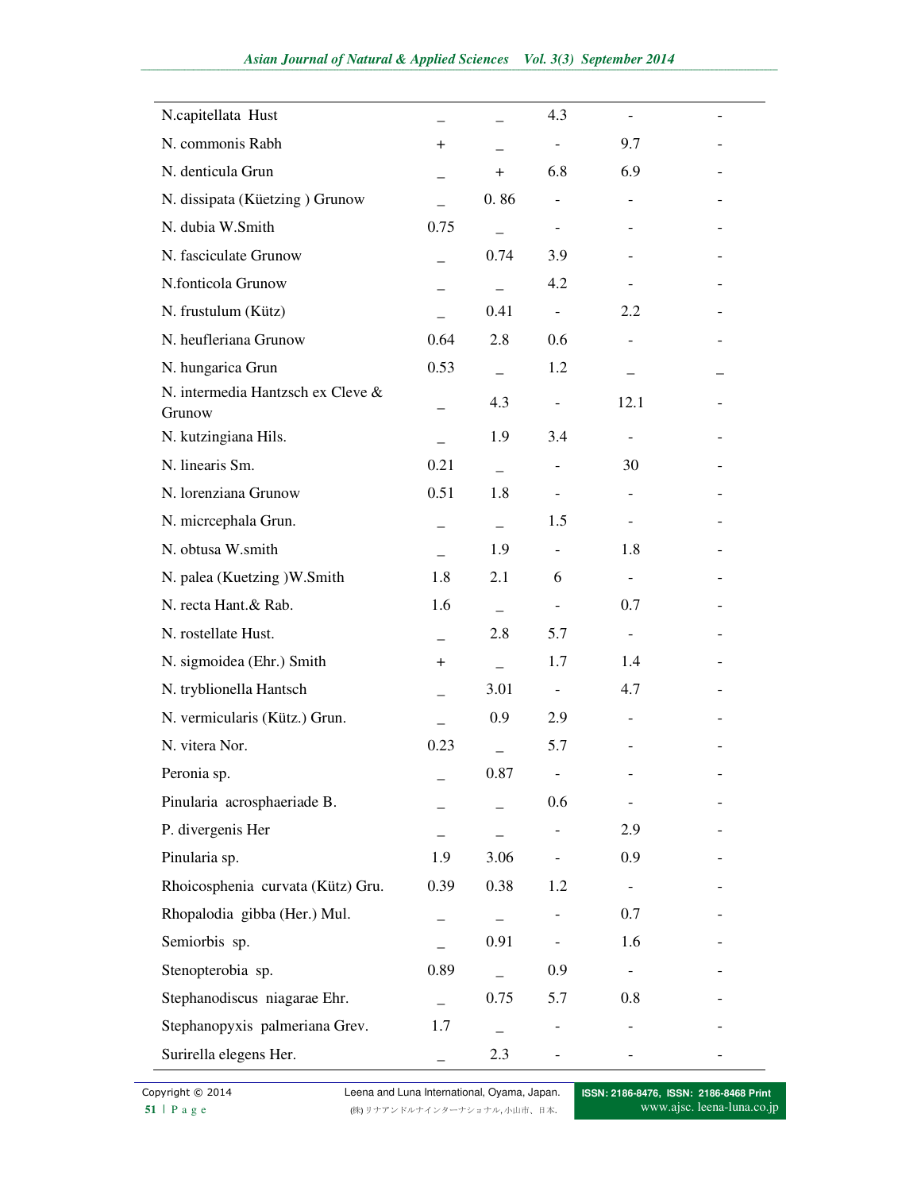| | | | | | |
|---|---|---|---|---|---|
| N.capitellata Hust | _ | _ | 4.3 | - | - |
| N. commonis Rabh | + | _ | - | 9.7 | - |
| N. denticula Grun | _ | + | 6.8 | 6.9 | - |
| N. dissipata (Küetzing ) Grunow | _ | 0. 86 | - | - | - |
| N. dubia W.Smith | 0.75 | _ | - | - | - |
| N. fasciculate Grunow | _ | 0.74 | 3.9 | - | - |
| N.fonticola Grunow | _ | _ | 4.2 | - | - |
| N. frustulum (Kütz) | _ | 0.41 | - | 2.2 | - |
| N. heufleriana Grunow | 0.64 | 2.8 | 0.6 | - | - |
| N. hungarica Grun | 0.53 | _ | 1.2 | _ | _ |
| N. intermedia Hantzsch ex Cleve & Grunow | _ | 4.3 | - | 12.1 | - |
| N. kutzingiana Hils. | _ | 1.9 | 3.4 | - | - |
| N. linearis Sm. | 0.21 | _ | - | 30 | - |
| N. lorenziana Grunow | 0.51 | 1.8 | - | - | - |
| N. micrcephala Grun. | _ | _ | 1.5 | - | - |
| N. obtusa W.smith | _ | 1.9 | - | 1.8 | - |
| N. palea (Kuetzing )W.Smith | 1.8 | 2.1 | 6 | - | - |
| N. recta Hant.& Rab. | 1.6 | _ | - | 0.7 | - |
| N. rostellate Hust. | _ | 2.8 | 5.7 | - | - |
| N. sigmoidea (Ehr.) Smith | + | _ | 1.7 | 1.4 | - |
| N. tryblionella Hantsch | _ | 3.01 | - | 4.7 | - |
| N. vermicularis (Kütz.) Grun. | _ | 0.9 | 2.9 | - | - |
| N. vitera Nor. | 0.23 | _ | 5.7 | - | - |
| Peronia sp. | _ | 0.87 | - | - | - |
| Pinularia acrosphaeriade B. | _ | _ | 0.6 | - | - |
| P. divergenis Her | _ | _ | - | 2.9 | - |
| Pinularia sp. | 1.9 | 3.06 | - | 0.9 | - |
| Rhoicosphenia curvata (Kütz) Gru. | 0.39 | 0.38 | 1.2 | - | - |
| Rhopalodia gibba (Her.) Mul. | _ | _ | - | 0.7 | - |
| Semiorbis sp. | _ | 0.91 | - | 1.6 | - |
| Stenopterobia sp. | 0.89 | _ | 0.9 | - | - |
| Stephanodiscus niagarae Ehr. | _ | 0.75 | 5.7 | 0.8 | - |
| Stephanopyxis palmeriana Grev. | 1.7 | _ | - | - | - |
| Surirella elegens Her. | _ | 2.3 | - | - | - |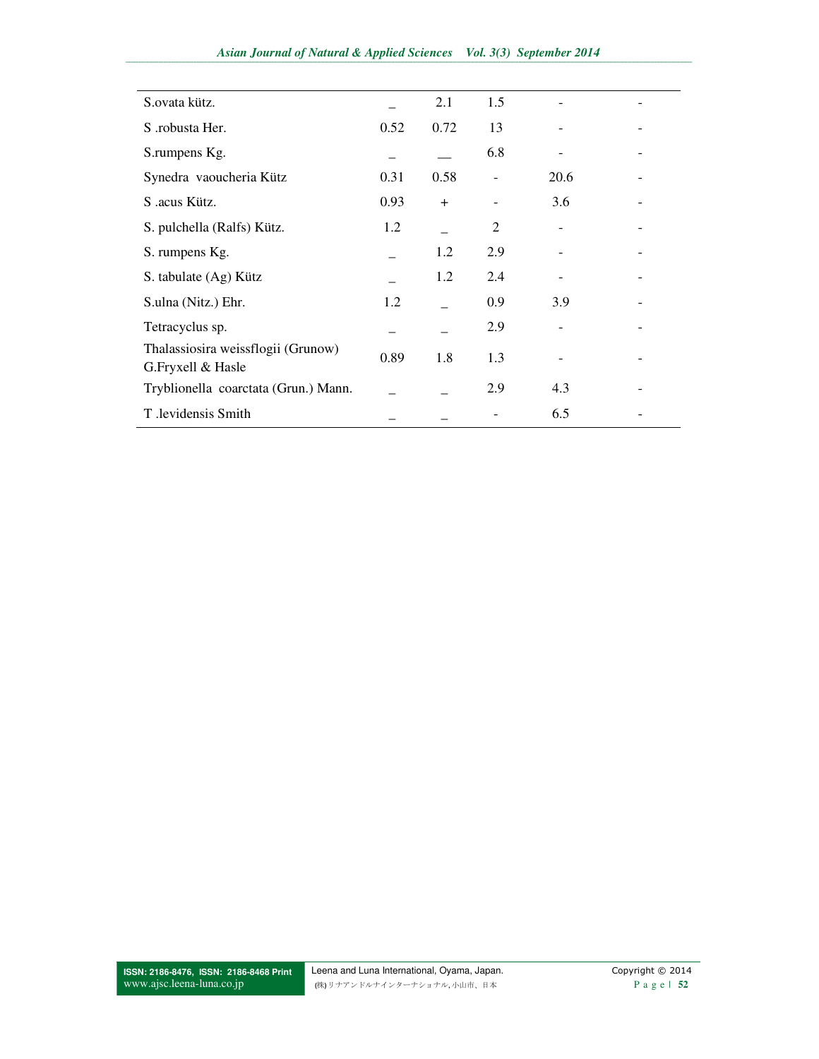| | | | | | |
|---|---|---|---|---|---|
| S.ovata kütz. | _ | 2.1 | 1.5 | - | - |
| S .robusta Her. | 0.52 | 0.72 | 13 | - | - |
| S.rumpens Kg. | _ | __ | 6.8 | - | - |
| Synedra vaoucheria Kütz | 0.31 | 0.58 | - | 20.6 | - |
| S .acus Kütz. | 0.93 | + | - | 3.6 | - |
| S. pulchella (Ralfs) Kütz. | 1.2 | _ | 2 | - | - |
| S. rumpens Kg. | _ | 1.2 | 2.9 | - | - |
| S. tabulate (Ag) Kütz | _ | 1.2 | 2.4 | - | - |
| S.ulna (Nitz.) Ehr. | 1.2 | _ | 0.9 | 3.9 | - |
| Tetracyclus sp. | _ | _ | 2.9 | - | - |
| Thalassiosira weissflogii (Grunow) G.Fryxell & Hasle | 0.89 | 1.8 | 1.3 | - | - |
| Tryblionella coarctata (Grun.) Mann. | _ | _ | 2.9 | 4.3 | - |
| T .levidensis Smith | _ | _ | - | 6.5 | - |